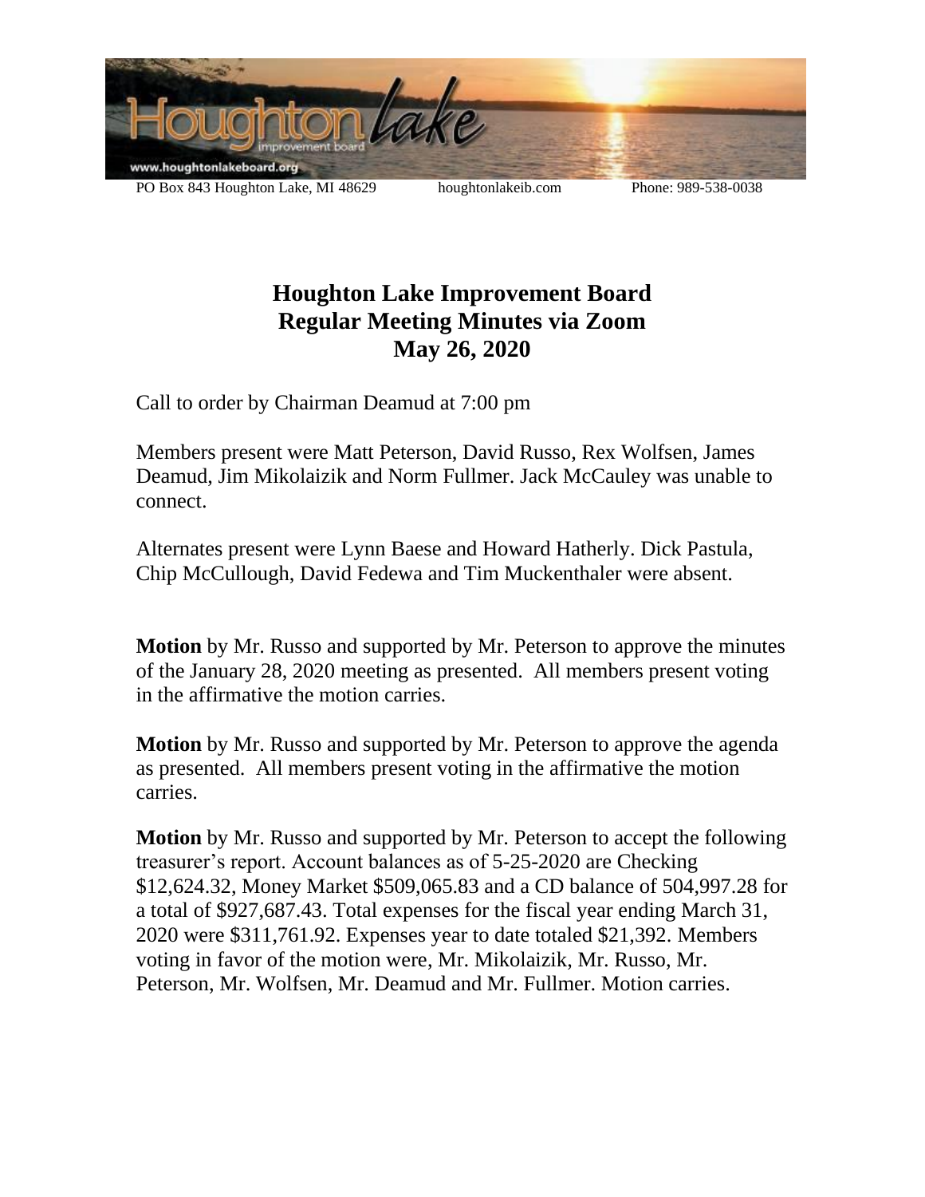PO Box 843 Houghton Lake, MI 48629 houghtonlakeib.com Phone: 989-538-0038

# Houghton Lake Improvement Board
## Regular Meeting Minutes via Zoom
## May 26, 2020

Call to order by Chairman Deamud at 7:00 pm

Members present were Matt Peterson, David Russo, Rex Wolfsen, James Deamud, Jim Mikolaizik and Norm Fullmer. Jack McCauley was unable to connect.

Alternates present were Lynn Baese and Howard Hatherly. Dick Pastula, Chip McCullough, David Fedewa and Tim Muckenthaler were absent.

**Motion** by Mr. Russo and supported by Mr. Peterson to approve the minutes of the January 28, 2020 meeting as presented. All members present voting in the affirmative the motion carries.

**Motion** by Mr. Russo and supported by Mr. Peterson to approve the agenda as presented. All members present voting in the affirmative the motion carries.

**Motion** by Mr. Russo and supported by Mr. Peterson to accept the following treasurer's report. Account balances as of 5-25-2020 are Checking $12,624.32, Money Market $509,065.83 and a CD balance of 504,997.28 for a total of $927,687.43. Total expenses for the fiscal year ending March 31, 2020 were $311,761.92. Expenses year to date totaled $21,392. Members voting in favor of the motion were, Mr. Mikolaizik, Mr. Russo, Mr. Peterson, Mr. Wolfsen, Mr. Deamud and Mr. Fullmer. Motion carries.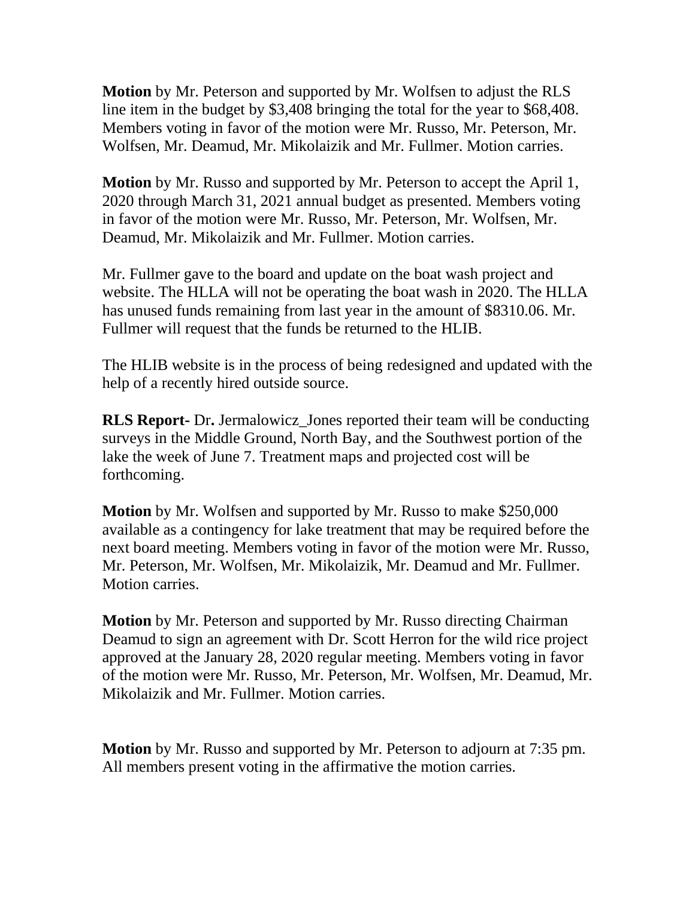**Motion** by Mr. Peterson and supported by Mr. Wolfsen to adjust the RLS line item in the budget by $3,408 bringing the total for the year to $68,408. Members voting in favor of the motion were Mr. Russo, Mr. Peterson, Mr. Wolfsen, Mr. Deamud, Mr. Mikolaizik and Mr. Fullmer. Motion carries.

**Motion** by Mr. Russo and supported by Mr. Peterson to accept the April 1, 2020 through March 31, 2021 annual budget as presented. Members voting in favor of the motion were Mr. Russo, Mr. Peterson, Mr. Wolfsen, Mr. Deamud, Mr. Mikolaizik and Mr. Fullmer. Motion carries.

Mr. Fullmer gave to the board and update on the boat wash project and website. The HLLA will not be operating the boat wash in 2020. The HLLA has unused funds remaining from last year in the amount of $8310.06. Mr. Fullmer will request that the funds be returned to the HLIB.

The HLIB website is in the process of being redesigned and updated with the help of a recently hired outside source.

**RLS Report-** Dr**.** Jermalowicz_Jones reported their team will be conducting surveys in the Middle Ground, North Bay, and the Southwest portion of the lake the week of June 7. Treatment maps and projected cost will be forthcoming.

**Motion** by Mr. Wolfsen and supported by Mr. Russo to make $250,000 available as a contingency for lake treatment that may be required before the next board meeting. Members voting in favor of the motion were Mr. Russo, Mr. Peterson, Mr. Wolfsen, Mr. Mikolaizik, Mr. Deamud and Mr. Fullmer. Motion carries.

**Motion** by Mr. Peterson and supported by Mr. Russo directing Chairman Deamud to sign an agreement with Dr. Scott Herron for the wild rice project approved at the January 28, 2020 regular meeting. Members voting in favor of the motion were Mr. Russo, Mr. Peterson, Mr. Wolfsen, Mr. Deamud, Mr. Mikolaizik and Mr. Fullmer. Motion carries.

**Motion** by Mr. Russo and supported by Mr. Peterson to adjourn at 7:35 pm. All members present voting in the affirmative the motion carries.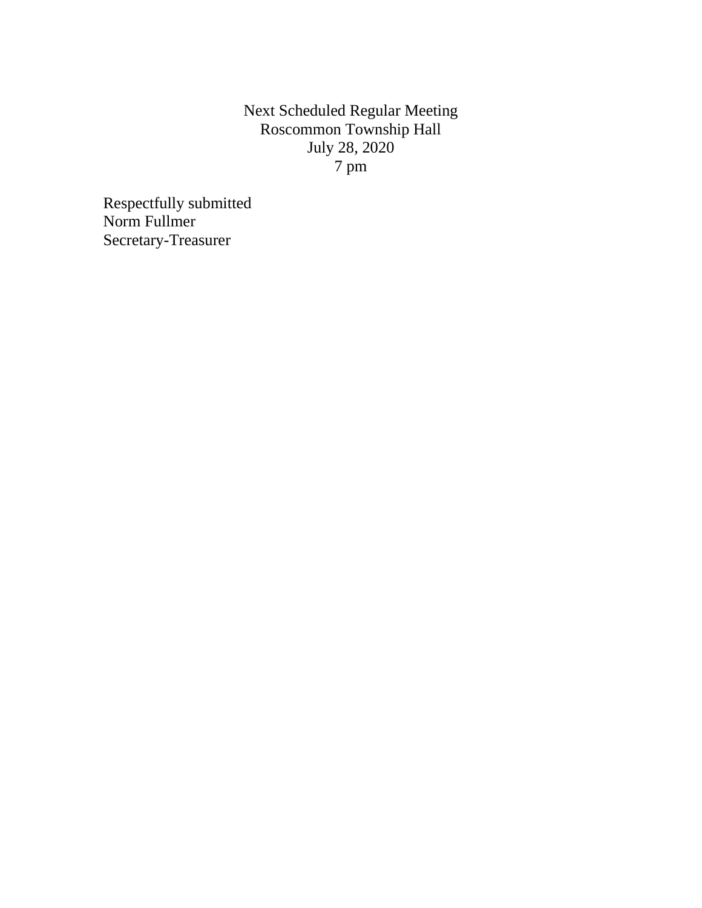Next Scheduled Regular Meeting
Roscommon Township Hall
July 28, 2020
7 pm

Respectfully submitted
Norm Fullmer
Secretary-Treasurer